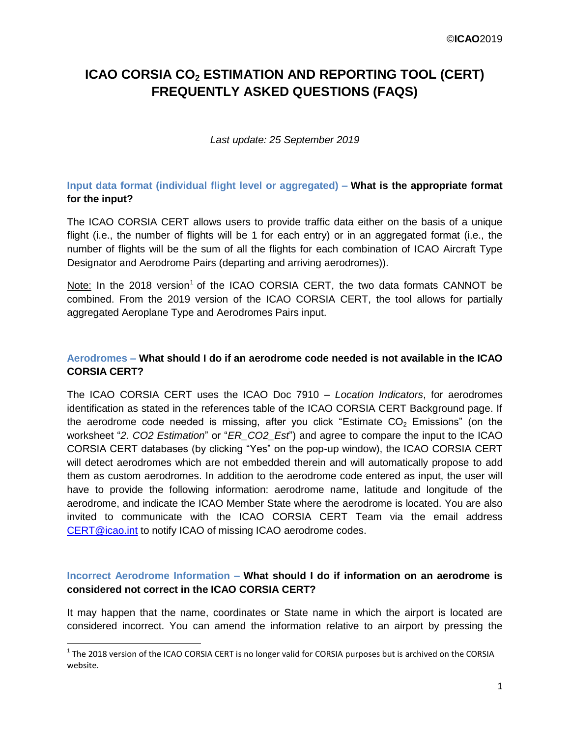©**ICAO**2019

# ICAO CORSIA $CO_2$ ESTIMATION AND REPORTING TOOL (CERT) FREQUENTLY ASKED QUESTIONS (FAQS)

*Last update: 25 September 2019*

### Input data format (individual flight level or aggregated) – What is the appropriate format for the input?

The ICAO CORSIA CERT allows users to provide traffic data either on the basis of a unique flight (i.e., the number of flights will be 1 for each entry) or in an aggregated format (i.e., the number of flights will be the sum of all the flights for each combination of ICAO Aircraft Type Designator and Aerodrome Pairs (departing and arriving aerodromes)).

Note: In the 2018 version[1] of the ICAO CORSIA CERT, the two data formats CANNOT be combined. From the 2019 version of the ICAO CORSIA CERT, the tool allows for partially aggregated Aeroplane Type and Aerodromes Pairs input.

### Aerodromes – What should I do if an aerodrome code needed is not available in the ICAO CORSIA CERT?

The ICAO CORSIA CERT uses the ICAO Doc 7910 – *Location Indicators*, for aerodromes identification as stated in the references table of the ICAO CORSIA CERT Background page. If the aerodrome code needed is missing, after you click "Estimate $CO_2$ Emissions" (on the worksheet "*2. CO2 Estimation*" or "*ER_CO2_Est*") and agree to compare the input to the ICAO CORSIA CERT databases (by clicking "Yes" on the pop-up window), the ICAO CORSIA CERT will detect aerodromes which are not embedded therein and will automatically propose to add them as custom aerodromes. In addition to the aerodrome code entered as input, the user will have to provide the following information: aerodrome name, latitude and longitude of the aerodrome, and indicate the ICAO Member State where the aerodrome is located. You are also invited to communicate with the ICAO CORSIA CERT Team via the email address CERT@icao.int to notify ICAO of missing ICAO aerodrome codes.

### Incorrect Aerodrome Information – What should I do if information on an aerodrome is considered not correct in the ICAO CORSIA CERT?

It may happen that the name, coordinates or State name in which the airport is located are considered incorrect. You can amend the information relative to an airport by pressing the

[1] The 2018 version of the ICAO CORSIA CERT is no longer valid for CORSIA purposes but is archived on the CORSIA website.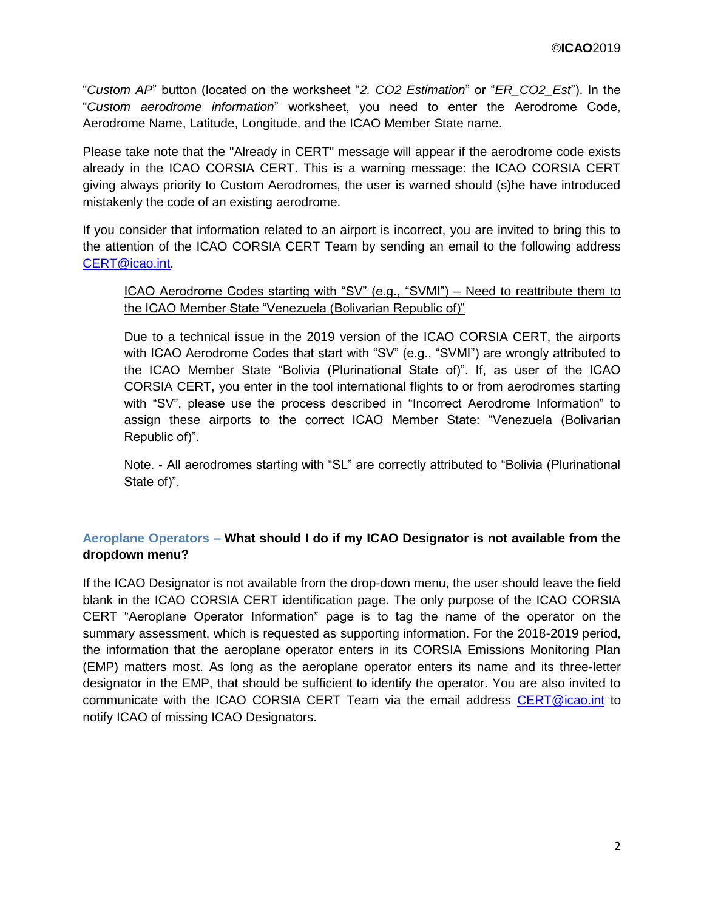"*Custom AP*" button (located on the worksheet "*2. CO2 Estimation*" or "*ER_CO2_Est*"). In the "*Custom aerodrome information*" worksheet, you need to enter the Aerodrome Code, Aerodrome Name, Latitude, Longitude, and the ICAO Member State name.

Please take note that the "Already in CERT" message will appear if the aerodrome code exists already in the ICAO CORSIA CERT. This is a warning message: the ICAO CORSIA CERT giving always priority to Custom Aerodromes, the user is warned should (s)he have introduced mistakenly the code of an existing aerodrome.

If you consider that information related to an airport is incorrect, you are invited to bring this to the attention of the ICAO CORSIA CERT Team by sending an email to the following address CERT@icao.int.

> <u>ICAO Aerodrome Codes starting with "SV" (e.g., "SVMI") – Need to reattribute them to the ICAO Member State "Venezuela (Bolivarian Republic of)"</u>
>
> Due to a technical issue in the 2019 version of the ICAO CORSIA CERT, the airports with ICAO Aerodrome Codes that start with "SV" (e.g., "SVMI") are wrongly attributed to the ICAO Member State "Bolivia (Plurinational State of)". If, as user of the ICAO CORSIA CERT, you enter in the tool international flights to or from aerodromes starting with "SV", please use the process described in "Incorrect Aerodrome Information" to assign these airports to the correct ICAO Member State: "Venezuela (Bolivarian Republic of)".
>
> Note. - All aerodromes starting with "SL" are correctly attributed to "Bolivia (Plurinational State of)".

**Aeroplane Operators – What should I do if my ICAO Designator is not available from the dropdown menu?**

If the ICAO Designator is not available from the drop-down menu, the user should leave the field blank in the ICAO CORSIA CERT identification page. The only purpose of the ICAO CORSIA CERT "Aeroplane Operator Information" page is to tag the name of the operator on the summary assessment, which is requested as supporting information. For the 2018-2019 period, the information that the aeroplane operator enters in its CORSIA Emissions Monitoring Plan (EMP) matters most. As long as the aeroplane operator enters its name and its three-letter designator in the EMP, that should be sufficient to identify the operator. You are also invited to communicate with the ICAO CORSIA CERT Team via the email address CERT@icao.int to notify ICAO of missing ICAO Designators.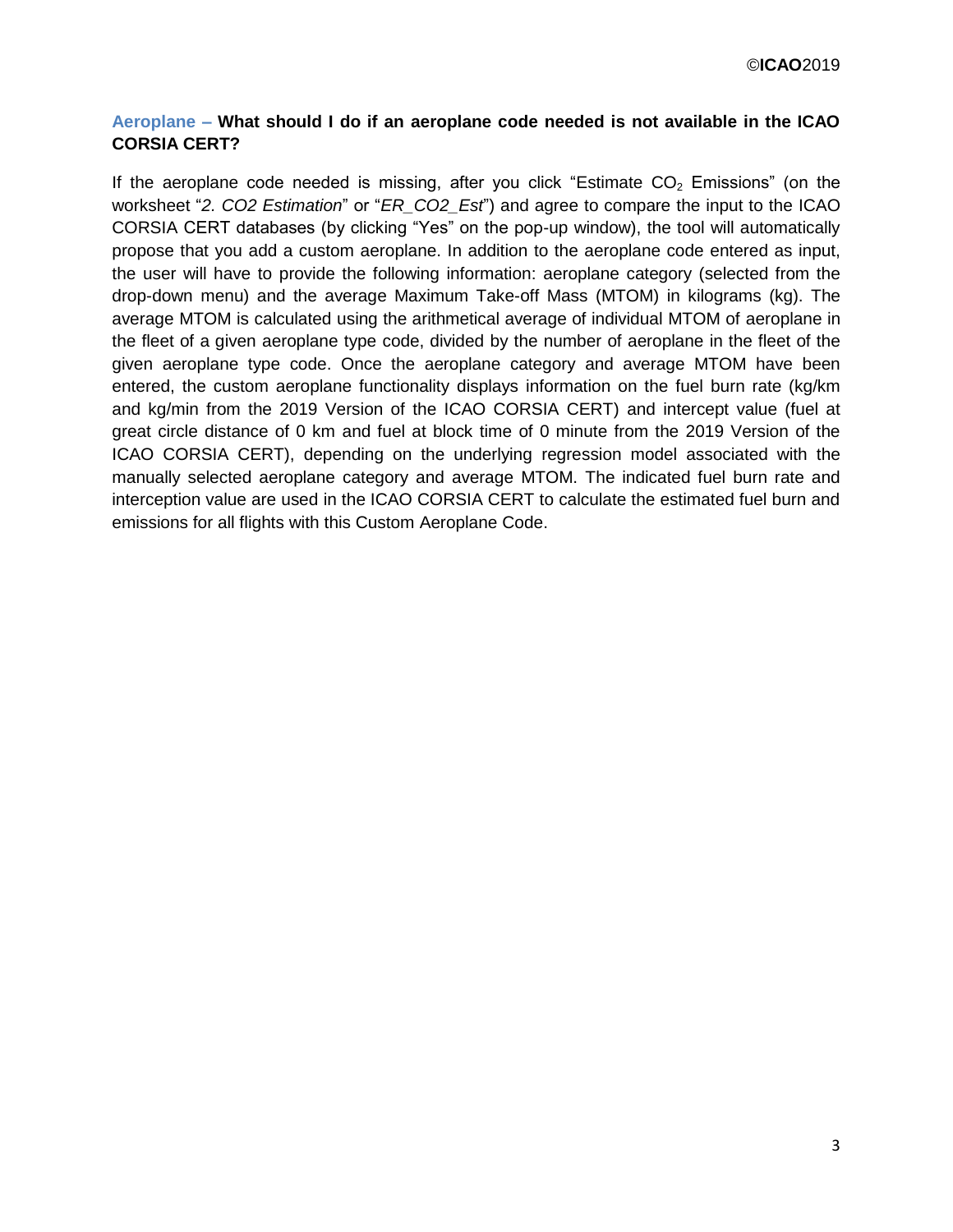**Aeroplane – What should I do if an aeroplane code needed is not available in the ICAO CORSIA CERT?**

If the aeroplane code needed is missing, after you click "Estimate $CO_2$ Emissions" (on the worksheet "*2. CO2 Estimation*" or "*ER_CO2_Est*") and agree to compare the input to the ICAO CORSIA CERT databases (by clicking "Yes" on the pop-up window), the tool will automatically propose that you add a custom aeroplane. In addition to the aeroplane code entered as input, the user will have to provide the following information: aeroplane category (selected from the drop-down menu) and the average Maximum Take-off Mass (MTOM) in kilograms (kg). The average MTOM is calculated using the arithmetical average of individual MTOM of aeroplane in the fleet of a given aeroplane type code, divided by the number of aeroplane in the fleet of the given aeroplane type code. Once the aeroplane category and average MTOM have been entered, the custom aeroplane functionality displays information on the fuel burn rate (kg/km and kg/min from the 2019 Version of the ICAO CORSIA CERT) and intercept value (fuel at great circle distance of 0 km and fuel at block time of 0 minute from the 2019 Version of the ICAO CORSIA CERT), depending on the underlying regression model associated with the manually selected aeroplane category and average MTOM. The indicated fuel burn rate and interception value are used in the ICAO CORSIA CERT to calculate the estimated fuel burn and emissions for all flights with this Custom Aeroplane Code.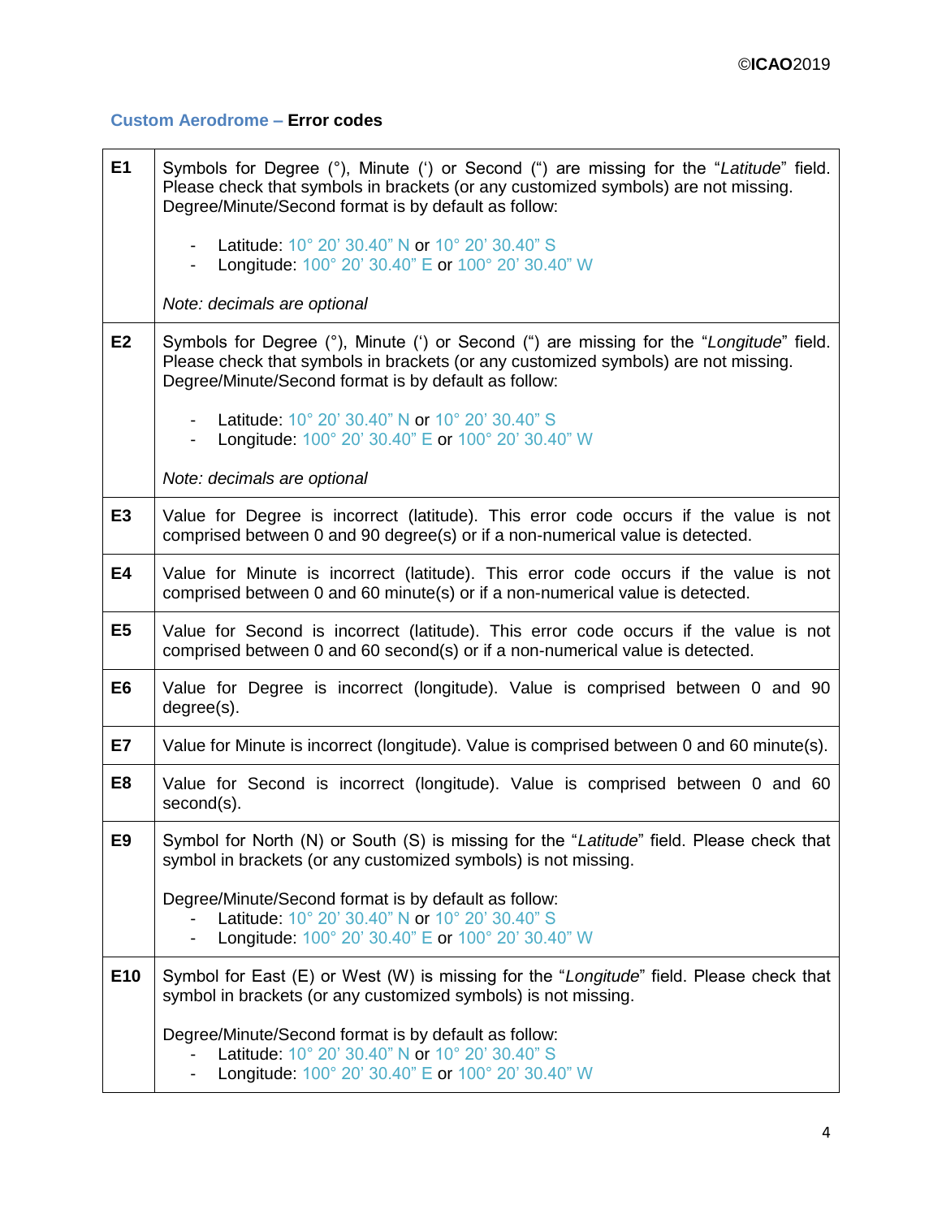### Custom Aerodrome – Error codes

| | |
|---|---|
| **E1** | Symbols for Degree (°), Minute (') or Second (") are missing for the "*Latitude*" field. Please check that symbols in brackets (or any customized symbols) are not missing. Degree/Minute/Second format is by default as follow:<br><br>- Latitude: 10° 20' 30.40" N or 10° 20' 30.40" S<br>- Longitude: 100° 20' 30.40" E or 100° 20' 30.40" W<br><br>*Note: decimals are optional* |
| **E2** | Symbols for Degree (°), Minute (') or Second (") are missing for the "*Longitude*" field. Please check that symbols in brackets (or any customized symbols) are not missing. Degree/Minute/Second format is by default as follow:<br><br>- Latitude: 10° 20' 30.40" N or 10° 20' 30.40" S<br>- Longitude: 100° 20' 30.40" E or 100° 20' 30.40" W<br><br>*Note: decimals are optional* |
| **E3** | Value for Degree is incorrect (latitude). This error code occurs if the value is not comprised between 0 and 90 degree(s) or if a non-numerical value is detected. |
| **E4** | Value for Minute is incorrect (latitude). This error code occurs if the value is not comprised between 0 and 60 minute(s) or if a non-numerical value is detected. |
| **E5** | Value for Second is incorrect (latitude). This error code occurs if the value is not comprised between 0 and 60 second(s) or if a non-numerical value is detected. |
| **E6** | Value for Degree is incorrect (longitude). Value is comprised between 0 and 90 degree(s). |
| **E7** | Value for Minute is incorrect (longitude). Value is comprised between 0 and 60 minute(s). |
| **E8** | Value for Second is incorrect (longitude). Value is comprised between 0 and 60 second(s). |
| **E9** | Symbol for North (N) or South (S) is missing for the "*Latitude*" field. Please check that symbol in brackets (or any customized symbols) is not missing.<br><br>Degree/Minute/Second format is by default as follow:<br>- Latitude: 10° 20' 30.40" N or 10° 20' 30.40" S<br>- Longitude: 100° 20' 30.40" E or 100° 20' 30.40" W |
| **E10** | Symbol for East (E) or West (W) is missing for the "*Longitude*" field. Please check that symbol in brackets (or any customized symbols) is not missing.<br><br>Degree/Minute/Second format is by default as follow:<br>- Latitude: 10° 20' 30.40" N or 10° 20' 30.40" S<br>- Longitude: 100° 20' 30.40" E or 100° 20' 30.40" W |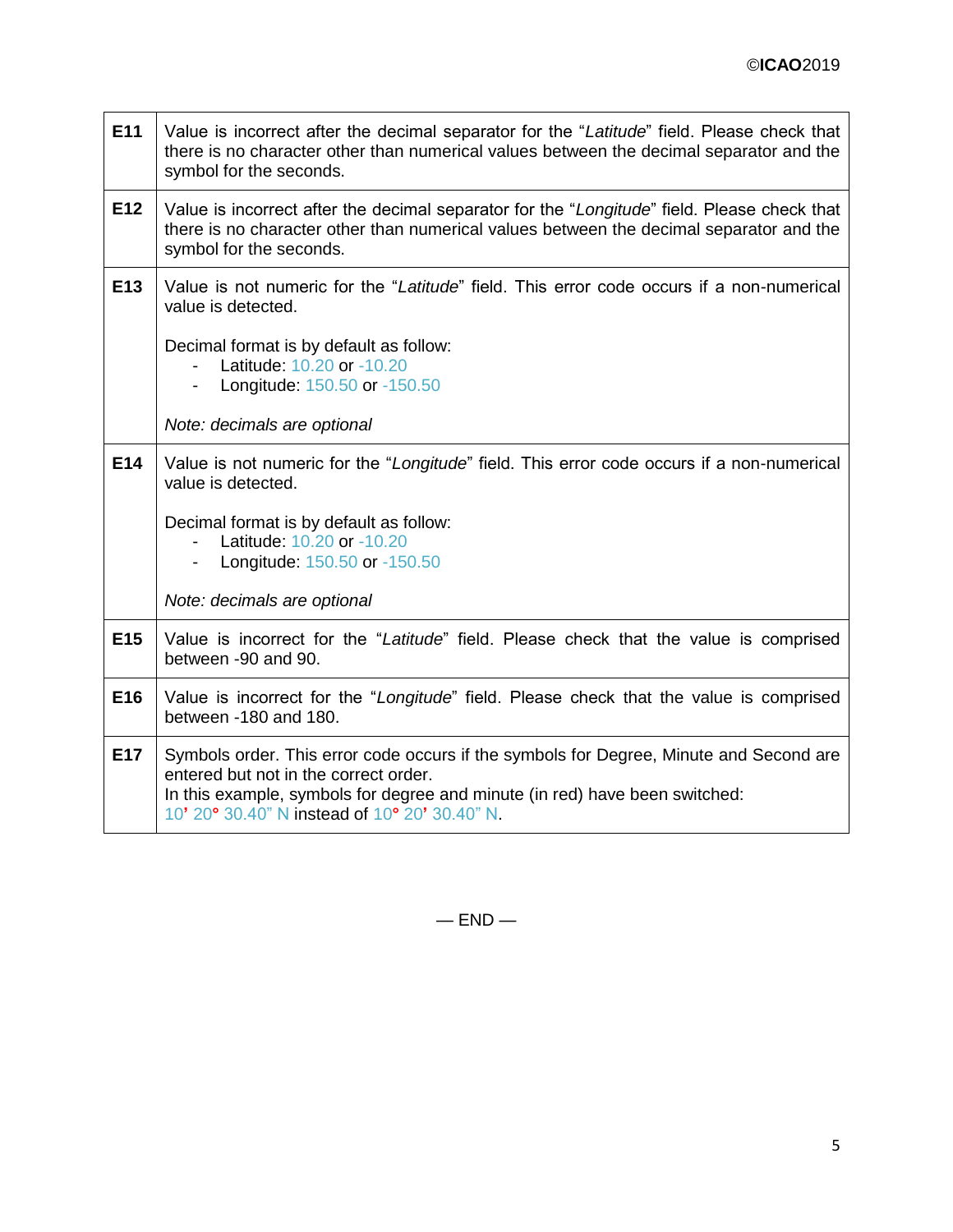| | |
|---|---|
| **E11** | Value is incorrect after the decimal separator for the "*Latitude*" field. Please check that there is no character other than numerical values between the decimal separator and the symbol for the seconds. |
| **E12** | Value is incorrect after the decimal separator for the "*Longitude*" field. Please check that there is no character other than numerical values between the decimal separator and the symbol for the seconds. |
| **E13** | Value is not numeric for the "*Latitude*" field. This error code occurs if a non-numerical value is detected.<br><br>Decimal format is by default as follow:<br>- Latitude: 10.20 or -10.20<br>- Longitude: 150.50 or -150.50<br><br>*Note: decimals are optional* |
| **E14** | Value is not numeric for the "*Longitude*" field. This error code occurs if a non-numerical value is detected.<br><br>Decimal format is by default as follow:<br>- Latitude: 10.20 or -10.20<br>- Longitude: 150.50 or -150.50<br><br>*Note: decimals are optional* |
| **E15** | Value is incorrect for the "*Latitude*" field. Please check that the value is comprised between -90 and 90. |
| **E16** | Value is incorrect for the "*Longitude*" field. Please check that the value is comprised between -180 and 180. |
| **E17** | Symbols order. This error code occurs if the symbols for Degree, Minute and Second are entered but not in the correct order.<br>In this example, symbols for degree and minute (in red) have been switched:<br>10' 20° 30.40" N instead of 10° 20' 30.40" N. |

— END —